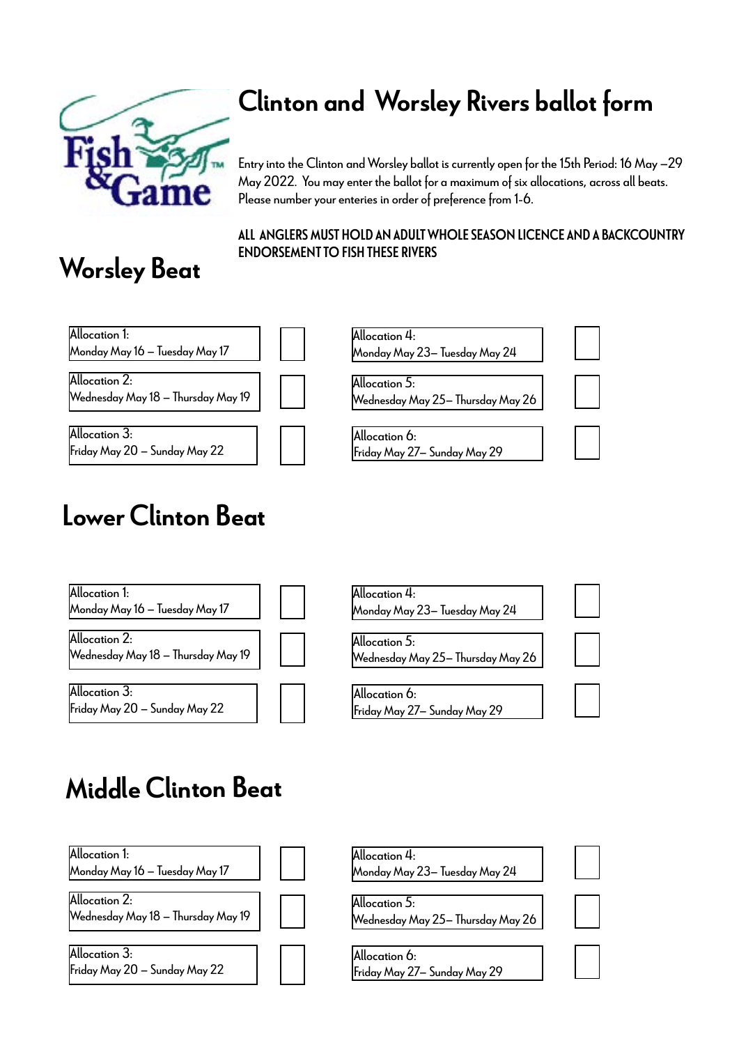# Clinton and Worsley Rivers ballot form

Entry into the Clinton and Worsley ballot is currently open for the 15th Period: 16 May –29 May 2022. You may enter the ballot for a maximum of six allocations, across all beats. Please number your enteries in order of preference from 1-6.

**ALL ANGLERS MUST HOLD AN ADULT WHOLE SEASON LICENCE AND A BACKCOUNTRY ENDORSEMENT TO FISH THESE RIVERS**

## Worsley Beat

| Allocation | Preference | Allocation | Preference |
|---|---|---|---|
| Allocation 1: Monday May 16 – Tuesday May 17 | | Allocation 4: Monday May 23– Tuesday May 24 | |
| Allocation 2: Wednesday May 18 – Thursday May 19 | | Allocation 5: Wednesday May 25– Thursday May 26 | |
| Allocation 3: Friday May 20 – Sunday May 22 | | Allocation 6: Friday May 27– Sunday May 29 | |

## Lower Clinton Beat

| Allocation | Preference | Allocation | Preference |
|---|---|---|---|
| Allocation 1: Monday May 16 – Tuesday May 17 | | Allocation 4: Monday May 23– Tuesday May 24 | |
| Allocation 2: Wednesday May 18 – Thursday May 19 | | Allocation 5: Wednesday May 25– Thursday May 26 | |
| Allocation 3: Friday May 20 – Sunday May 22 | | Allocation 6: Friday May 27– Sunday May 29 | |

## Middle Clinton Beat

| Allocation | Preference | Allocation | Preference |
|---|---|---|---|
| Allocation 1: Monday May 16 – Tuesday May 17 | | Allocation 4: Monday May 23– Tuesday May 24 | |
| Allocation 2: Wednesday May 18 – Thursday May 19 | | Allocation 5: Wednesday May 25– Thursday May 26 | |
| Allocation 3: Friday May 20 – Sunday May 22 | | Allocation 6: Friday May 27– Sunday May 29 | |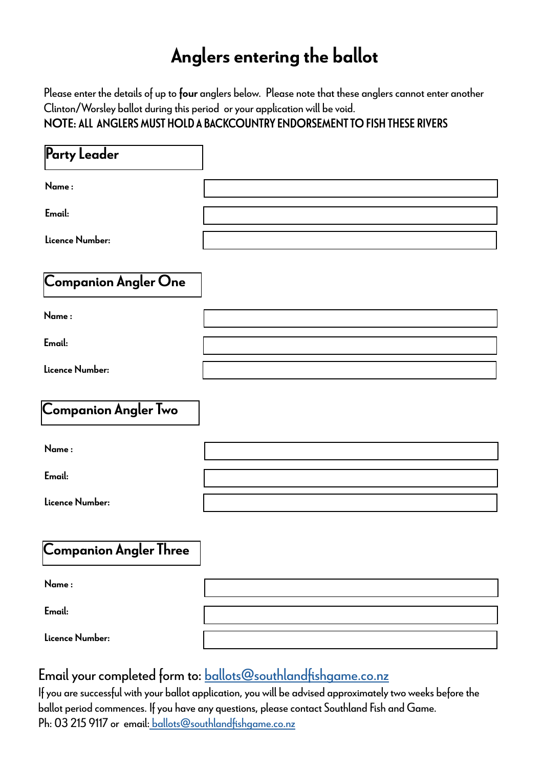# Anglers entering the ballot

Please enter the details of up to **four** anglers below. Please note that these anglers cannot enter another Clinton/Worsley ballot during this period or your application will be void.

**NOTE: ALL ANGLERS MUST HOLD A BACKCOUNTRY ENDORSEMENT TO FISH THESE RIVERS**

## Party Leader

**Name :**

**Email:**

**Licence Number:**

## Companion Angler One

**Name :**

**Email:**

**Licence Number:**

## Companion Angler Two

**Name :**

**Email:**

**Licence Number:**

## Companion Angler Three

**Name :**

**Email:**

**Licence Number:**

Email your completed form to: ballots@southlandfishgame.co.nz

If you are successful with your ballot application, you will be advised approximately two weeks before the ballot period commences. If you have any questions, please contact Southland Fish and Game.
Ph: 03 215 9117 or email: ballots@southlandfishgame.co.nz